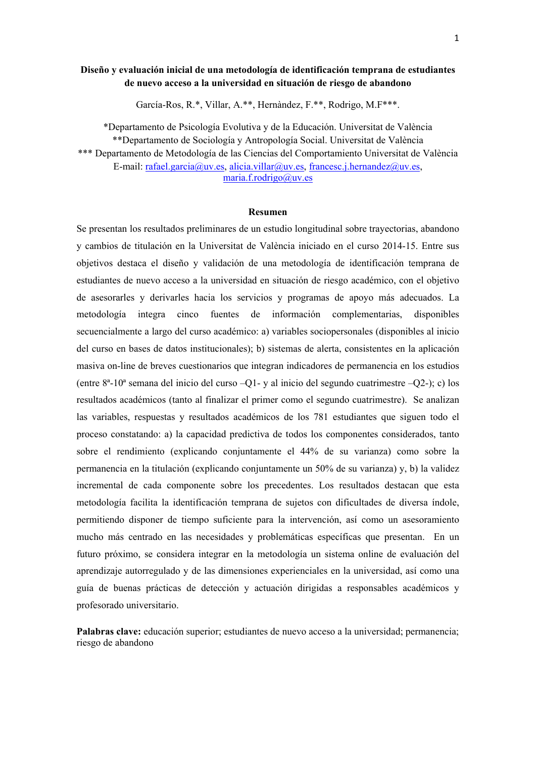# Diseño y evaluación inicial de una metodología de identificación temprana de estudiantes de nuevo acceso a la universidad en situación de riesgo de abandono

García-Ros, R.*, Villar, A.**, Hernàndez, F.**, Rodrigo, M.F***.

*Departamento de Psicología Evolutiva y de la Educación. Universitat de València
**Departamento de Sociología y Antropología Social. Universitat de València
*** Departamento de Metodología de las Ciencias del Comportamiento Universitat de València
E-mail: rafael.garcia@uv.es, alicia.villar@uv.es, francesc.j.hernandez@uv.es, maria.f.rodrigo@uv.es

## Resumen

Se presentan los resultados preliminares de un estudio longitudinal sobre trayectorias, abandono y cambios de titulación en la Universitat de València iniciado en el curso 2014-15. Entre sus objetivos destaca el diseño y validación de una metodología de identificación temprana de estudiantes de nuevo acceso a la universidad en situación de riesgo académico, con el objetivo de asesorarles y derivarles hacia los servicios y programas de apoyo más adecuados. La metodología integra cinco fuentes de información complementarias, disponibles secuencialmente a largo del curso académico: a) variables sociopersonales (disponibles al inicio del curso en bases de datos institucionales); b) sistemas de alerta, consistentes en la aplicación masiva on-line de breves cuestionarios que integran indicadores de permanencia en los estudios (entre 8ª-10ª semana del inicio del curso –Q1- y al inicio del segundo cuatrimestre –Q2-); c) los resultados académicos (tanto al finalizar el primer como el segundo cuatrimestre). Se analizan las variables, respuestas y resultados académicos de los 781 estudiantes que siguen todo el proceso constatando: a) la capacidad predictiva de todos los componentes considerados, tanto sobre el rendimiento (explicando conjuntamente el 44% de su varianza) como sobre la permanencia en la titulación (explicando conjuntamente un 50% de su varianza) y, b) la validez incremental de cada componente sobre los precedentes. Los resultados destacan que esta metodología facilita la identificación temprana de sujetos con dificultades de diversa índole, permitiendo disponer de tiempo suficiente para la intervención, así como un asesoramiento mucho más centrado en las necesidades y problemáticas específicas que presentan. En un futuro próximo, se considera integrar en la metodología un sistema online de evaluación del aprendizaje autorregulado y de las dimensiones experienciales en la universidad, así como una guía de buenas prácticas de detección y actuación dirigidas a responsables académicos y profesorado universitario.

**Palabras clave:** educación superior; estudiantes de nuevo acceso a la universidad; permanencia; riesgo de abandono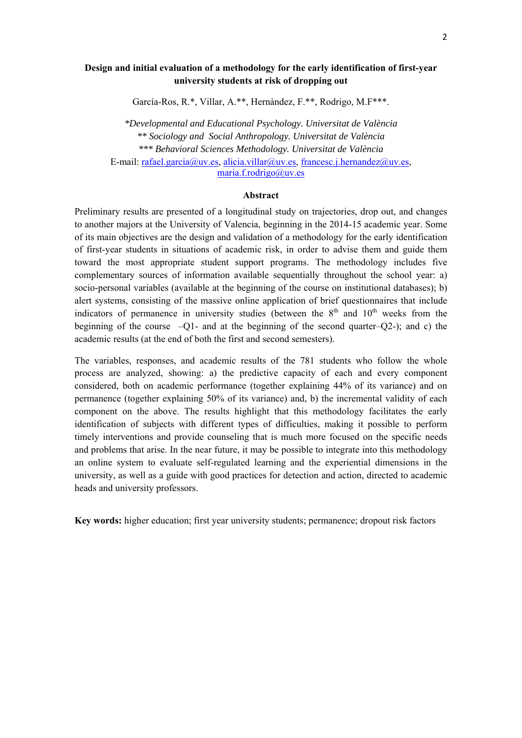**Design and initial evaluation of a methodology for the early identification of first-year university students at risk of dropping out**

García-Ros, R.*, Villar, A.**, Hernàndez, F.**, Rodrigo, M.F***.

*\*Developmental and Educational Psychology. Universitat de València*
*\*\* Sociology and Social Anthropology. Universitat de València*
*\*\*\* Behavioral Sciences Methodology. Universitat de València*
E-mail: rafael.garcia@uv.es, alicia.villar@uv.es, francesc.j.hernandez@uv.es, maria.f.rodrigo@uv.es

**Abstract**

Preliminary results are presented of a longitudinal study on trajectories, drop out, and changes to another majors at the University of Valencia, beginning in the 2014-15 academic year. Some of its main objectives are the design and validation of a methodology for the early identification of first-year students in situations of academic risk, in order to advise them and guide them toward the most appropriate student support programs. The methodology includes five complementary sources of information available sequentially throughout the school year: a) socio-personal variables (available at the beginning of the course on institutional databases); b) alert systems, consisting of the massive online application of brief questionnaires that include indicators of permanence in university studies (between the 8th and 10th weeks from the beginning of the course –Q1- and at the beginning of the second quarter–Q2-); and c) the academic results (at the end of both the first and second semesters).

The variables, responses, and academic results of the 781 students who follow the whole process are analyzed, showing: a) the predictive capacity of each and every component considered, both on academic performance (together explaining 44% of its variance) and on permanence (together explaining 50% of its variance) and, b) the incremental validity of each component on the above. The results highlight that this methodology facilitates the early identification of subjects with different types of difficulties, making it possible to perform timely interventions and provide counseling that is much more focused on the specific needs and problems that arise. In the near future, it may be possible to integrate into this methodology an online system to evaluate self-regulated learning and the experiential dimensions in the university, as well as a guide with good practices for detection and action, directed to academic heads and university professors.

**Key words:** higher education; first year university students; permanence; dropout risk factors